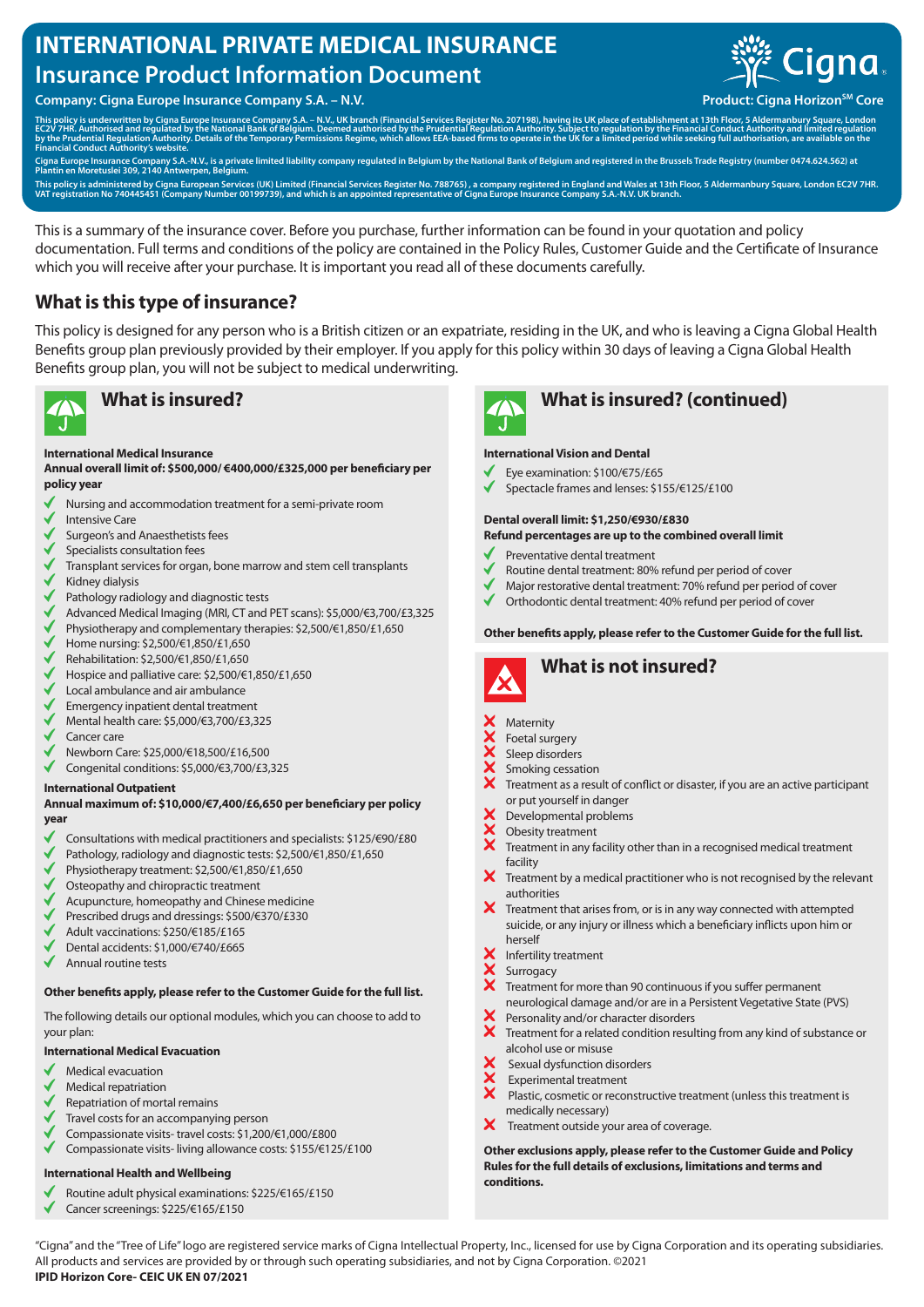# INTERNATIONAL PRIVATE MEDICAL INSURANCE

## Insurance Product Information Document

**Company: Cigna Europe Insurance Company S.A. – N.V.**

**Product: Cigna Horizon℠ Core**

This policy is underwritten by Cigna Europe Insurance Company S.A. – N.V., UK branch (Financial Services Register No. 207198), having its UK place of establishment at 13th Floor, 5 Aldermanbury Square, London EC2V 7HR. Authorised and regulated by the National Bank of Belgium. Deemed authorised by the Prudential Regulation Authority. Subject to regulation by the Financial Conduct Authority and limited regulation by the Prudential Regulation Authority. Details of the Temporary Permissions Regime, which allows EEA-based firms to operate in the UK for a limited period while seeking full authorisation, are available on the Financial Conduct Authority's website.

Cigna Europe Insurance Company S.A.-N.V., is a private limited liability company regulated in Belgium by the National Bank of Belgium and registered in the Brussels Trade Registry (number 0474.624.562) at Plantin en Moretuslei 309, 2140 Antwerpen, Belgium.

This policy is administered by Cigna European Services (UK) Limited (Financial Services Register No. 788765) , a company registered in England and Wales at 13th Floor, 5 Aldermanbury Square, London EC2V 7HR. VAT registration No 740445451 (Company Number 00199739), and which is an appointed representative of Cigna Europe Insurance Company S.A.-N.V. UK branch.

This is a summary of the insurance cover. Before you purchase, further information can be found in your quotation and policy documentation. Full terms and conditions of the policy are contained in the Policy Rules, Customer Guide and the Certificate of Insurance which you will receive after your purchase. It is important you read all of these documents carefully.

## What is this type of insurance?

This policy is designed for any person who is a British citizen or an expatriate, residing in the UK, and who is leaving a Cigna Global Health Benefits group plan previously provided by their employer. If you apply for this policy within 30 days of leaving a Cigna Global Health Benefits group plan, you will not be subject to medical underwriting.

## What is insured?

**International Medical Insurance**

**Annual overall limit of: $500,000/ €400,000/£325,000 per beneficiary per policy year**

- ✓ Nursing and accommodation treatment for a semi-private room
- ✓ Intensive Care
- ✓ Surgeon's and Anaesthetists fees
- ✓ Specialists consultation fees
- ✓ Transplant services for organ, bone marrow and stem cell transplants
- ✓ Kidney dialysis
- ✓ Pathology radiology and diagnostic tests
- ✓ Advanced Medical Imaging (MRI, CT and PET scans): $5,000/€3,700/£3,325
- ✓ Physiotherapy and complementary therapies: $2,500/€1,850/£1,650
- ✓ Home nursing: $2,500/€1,850/£1,650
- ✓ Rehabilitation: $2,500/€1,850/£1,650
- ✓ Hospice and palliative care: $2,500/€1,850/£1,650
- ✓ Local ambulance and air ambulance
- ✓ Emergency inpatient dental treatment
- ✓ Mental health care: $5,000/€3,700/£3,325
- ✓ Cancer care
- ✓ Newborn Care: $25,000/€18,500/£16,500
- ✓ Congenital conditions: $5,000/€3,700/£3,325

**International Outpatient**

**Annual maximum of: $10,000/€7,400/£6,650 per beneficiary per policy year**

- ✓ Consultations with medical practitioners and specialists: $125/€90/£80
- ✓ Pathology, radiology and diagnostic tests: $2,500/€1,850/£1,650
- ✓ Physiotherapy treatment: $2,500/€1,850/£1,650
- ✓ Osteopathy and chiropractic treatment
- ✓ Acupuncture, homeopathy and Chinese medicine
- ✓ Prescribed drugs and dressings: $500/€370/£330
- ✓ Adult vaccinations: $250/€185/£165
- ✓ Dental accidents: $1,000/€740/£665
- ✓ Annual routine tests

**Other benefits apply, please refer to the Customer Guide for the full list.**

The following details our optional modules, which you can choose to add to your plan:

**International Medical Evacuation**

- ✓ Medical evacuation
- ✓ Medical repatriation
- ✓ Repatriation of mortal remains
- ✓ Travel costs for an accompanying person
- ✓ Compassionate visits- travel costs: $1,200/€1,000/£800
- ✓ Compassionate visits- living allowance costs: $155/€125/£100

**International Health and Wellbeing**

- ✓ Routine adult physical examinations: $225/€165/£150
- ✓ Cancer screenings: $225/€165/£150

## What is insured? (continued)

**International Vision and Dental**

- ✓ Eye examination: $100/€75/£65
- ✓ Spectacle frames and lenses: $155/€125/£100

**Dental overall limit: $1,250/€930/£830**

**Refund percentages are up to the combined overall limit**

- ✓ Preventative dental treatment
- ✓ Routine dental treatment: 80% refund per period of cover
- ✓ Major restorative dental treatment: 70% refund per period of cover
- ✓ Orthodontic dental treatment: 40% refund per period of cover

**Other benefits apply, please refer to the Customer Guide for the full list.**

## What is not insured?

- ✗ Maternity
- ✗ Foetal surgery
- ✗ Sleep disorders
- ✗ Smoking cessation
- ✗ Treatment as a result of conflict or disaster, if you are an active participant or put yourself in danger
- ✗ Developmental problems
- ✗ Obesity treatment
- ✗ Treatment in any facility other than in a recognised medical treatment facility
- ✗ Treatment by a medical practitioner who is not recognised by the relevant authorities
- ✗ Treatment that arises from, or is in any way connected with attempted suicide, or any injury or illness which a beneficiary inflicts upon him or herself
- ✗ Infertility treatment
- ✗ Surrogacy
- ✗ Treatment for more than 90 continuous if you suffer permanent neurological damage and/or are in a Persistent Vegetative State (PVS)
- ✗ Personality and/or character disorders
- ✗ Treatment for a related condition resulting from any kind of substance or alcohol use or misuse
- ✗ Sexual dysfunction disorders
- ✗ Experimental treatment
- ✗ Plastic, cosmetic or reconstructive treatment (unless this treatment is medically necessary)
- ✗ Treatment outside your area of coverage.

**Other exclusions apply, please refer to the Customer Guide and Policy Rules for the full details of exclusions, limitations and terms and conditions.**

"Cigna" and the "Tree of Life" logo are registered service marks of Cigna Intellectual Property, Inc., licensed for use by Cigna Corporation and its operating subsidiaries. All products and services are provided by or through such operating subsidiaries, and not by Cigna Corporation. ©2021

**IPID Horizon Core- CEIC UK EN 07/2021**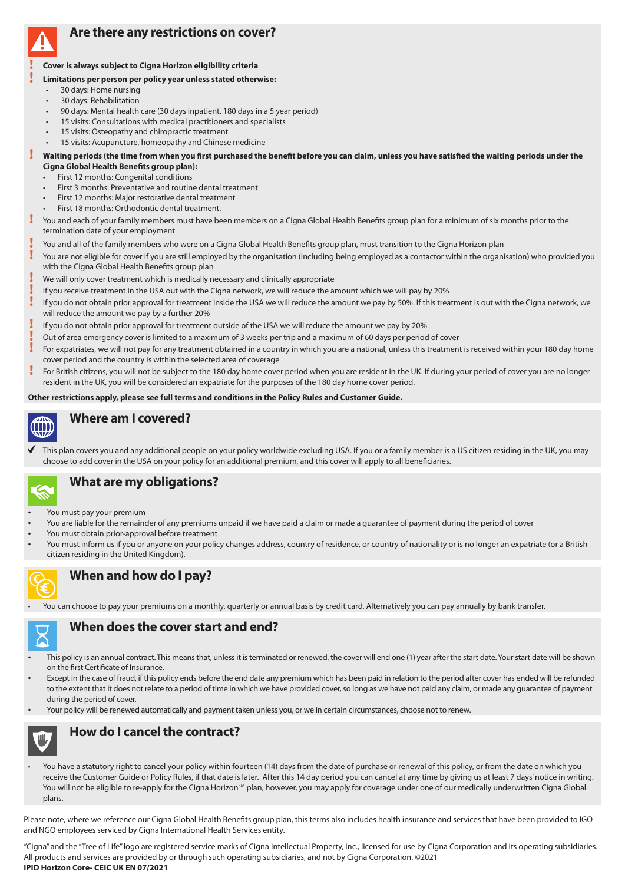## Are there any restrictions on cover?

- **Cover is always subject to Cigna Horizon eligibility criteria**
- **Limitations per person per policy year unless stated otherwise:**
  - 30 days: Home nursing
  - 30 days: Rehabilitation
  - 90 days: Mental health care (30 days inpatient. 180 days in a 5 year period)
  - 15 visits: Consultations with medical practitioners and specialists
  - 15 visits: Osteopathy and chiropractic treatment
  - 15 visits: Acupuncture, homeopathy and Chinese medicine
- **Waiting periods (the time from when you first purchased the benefit before you can claim, unless you have satisfied the waiting periods under the Cigna Global Health Benefits group plan):**
  - First 12 months: Congenital conditions
  - First 3 months: Preventative and routine dental treatment
  - First 12 months: Major restorative dental treatment
  - First 18 months: Orthodontic dental treatment.
- You and each of your family members must have been members on a Cigna Global Health Benefits group plan for a minimum of six months prior to the termination date of your employment
- You and all of the family members who were on a Cigna Global Health Benefits group plan, must transition to the Cigna Horizon plan
- You are not eligible for cover if you are still employed by the organisation (including being employed as a contactor within the organisation) who provided you with the Cigna Global Health Benefits group plan
- We will only cover treatment which is medically necessary and clinically appropriate
- If you receive treatment in the USA out with the Cigna network, we will reduce the amount which we will pay by 20%
- If you do not obtain prior approval for treatment inside the USA we will reduce the amount we pay by 50%. If this treatment is out with the Cigna network, we will reduce the amount we pay by a further 20%
- If you do not obtain prior approval for treatment outside of the USA we will reduce the amount we pay by 20%
- Out of area emergency cover is limited to a maximum of 3 weeks per trip and a maximum of 60 days per period of cover
- For expatriates, we will not pay for any treatment obtained in a country in which you are a national, unless this treatment is received within your 180 day home cover period and the country is within the selected area of coverage
- For British citizens, you will not be subject to the 180 day home cover period when you are resident in the UK. If during your period of cover you are no longer resident in the UK, you will be considered an expatriate for the purposes of the 180 day home cover period.

**Other restrictions apply, please see full terms and conditions in the Policy Rules and Customer Guide.**

## Where am I covered?

✔ This plan covers you and any additional people on your policy worldwide excluding USA. If you or a family member is a US citizen residing in the UK, you may choose to add cover in the USA on your policy for an additional premium, and this cover will apply to all beneficiaries.

## What are my obligations?

- You must pay your premium
- You are liable for the remainder of any premiums unpaid if we have paid a claim or made a guarantee of payment during the period of cover
- You must obtain prior-approval before treatment
- You must inform us if you or anyone on your policy changes address, country of residence, or country of nationality or is no longer an expatriate (or a British citizen residing in the United Kingdom).

## When and how do I pay?

- You can choose to pay your premiums on a monthly, quarterly or annual basis by credit card. Alternatively you can pay annually by bank transfer.

## When does the cover start and end?

- This policy is an annual contract. This means that, unless it is terminated or renewed, the cover will end one (1) year after the start date. Your start date will be shown on the first Certificate of Insurance.
- Except in the case of fraud, if this policy ends before the end date any premium which has been paid in relation to the period after cover has ended will be refunded to the extent that it does not relate to a period of time in which we have provided cover, so long as we have not paid any claim, or made any guarantee of payment during the period of cover.
- Your policy will be renewed automatically and payment taken unless you, or we in certain circumstances, choose not to renew.

## How do I cancel the contract?

- You have a statutory right to cancel your policy within fourteen (14) days from the date of purchase or renewal of this policy, or from the date on which you receive the Customer Guide or Policy Rules, if that date is later. After this 14 day period you can cancel at any time by giving us at least 7 days' notice in writing. You will not be eligible to re-apply for the Cigna Horizon[SM] plan, however, you may apply for coverage under one of our medically underwritten Cigna Global plans.

Please note, where we reference our Cigna Global Health Benefits group plan, this terms also includes health insurance and services that have been provided to IGO and NGO employees serviced by Cigna International Health Services entity.

"Cigna" and the "Tree of Life" logo are registered service marks of Cigna Intellectual Property, Inc., licensed for use by Cigna Corporation and its operating subsidiaries. All products and services are provided by or through such operating subsidiaries, and not by Cigna Corporation. ©2021

**IPID Horizon Core- CEIC UK EN 07/2021**